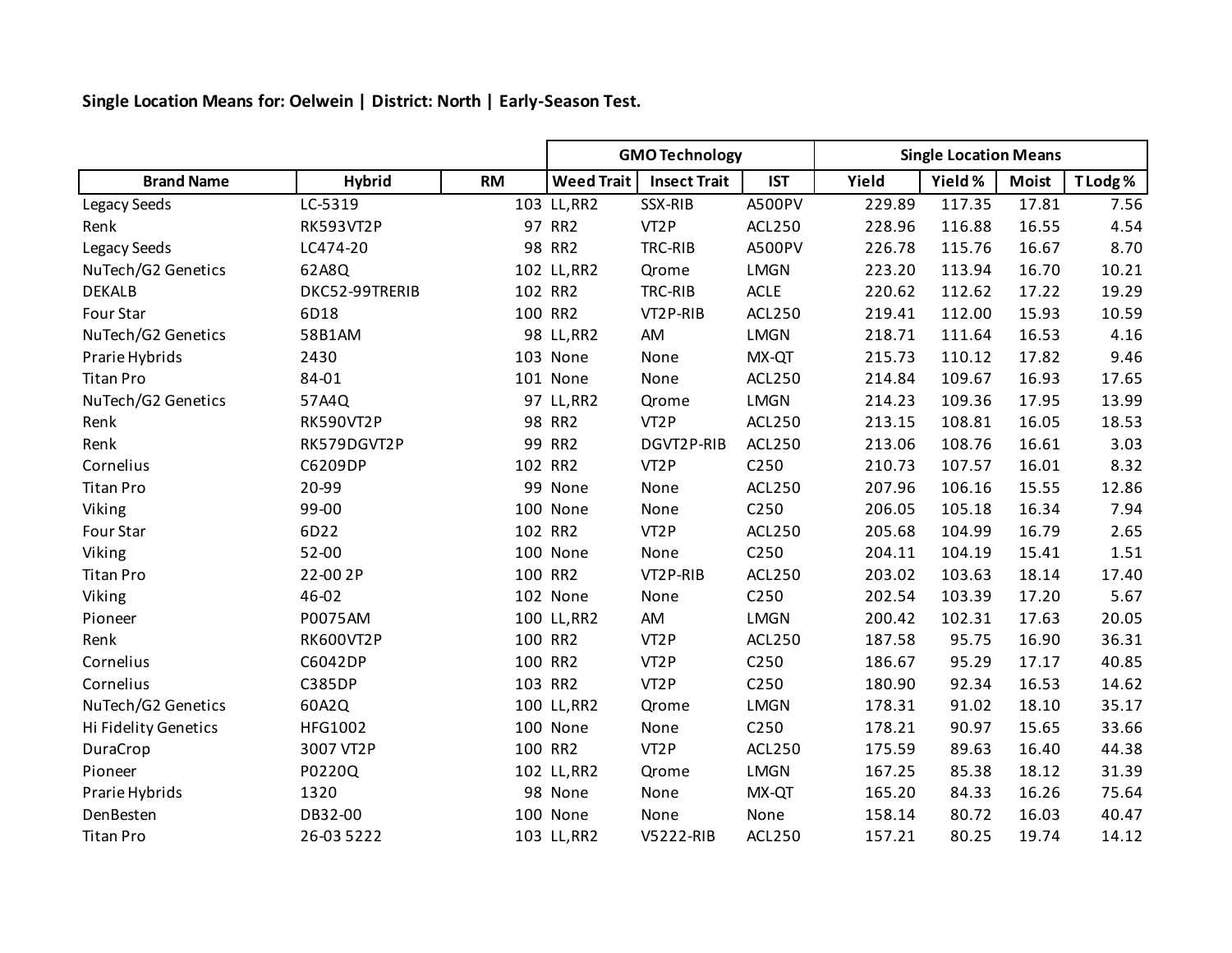**Single Location Means for: Oelwein | District: North | Early-Season Test.**

| | | | GMO Technology | | | Single Location Means | | | |
|---|---|---|---|---|---|---|---|---|---|
| Brand Name | Hybrid | RM | Weed Trait | Insect Trait | IST | Yield | Yield % | Moist | T Lodg % |
| Legacy Seeds | LC-5319 | 103 | LL,RR2 | SSX-RIB | A500PV | 229.89 | 117.35 | 17.81 | 7.56 |
| Renk | RK593VT2P | 97 | RR2 | VT2P | ACL250 | 228.96 | 116.88 | 16.55 | 4.54 |
| Legacy Seeds | LC474-20 | 98 | RR2 | TRC-RIB | A500PV | 226.78 | 115.76 | 16.67 | 8.70 |
| NuTech/G2 Genetics | 62A8Q | 102 | LL,RR2 | Qrome | LMGN | 223.20 | 113.94 | 16.70 | 10.21 |
| DEKALB | DKC52-99TRERIB | 102 | RR2 | TRC-RIB | ACLE | 220.62 | 112.62 | 17.22 | 19.29 |
| Four Star | 6D18 | 100 | RR2 | VT2P-RIB | ACL250 | 219.41 | 112.00 | 15.93 | 10.59 |
| NuTech/G2 Genetics | 58B1AM | 98 | LL,RR2 | AM | LMGN | 218.71 | 111.64 | 16.53 | 4.16 |
| Prarie Hybrids | 2430 | 103 | None | None | MX-QT | 215.73 | 110.12 | 17.82 | 9.46 |
| Titan Pro | 84-01 | 101 | None | None | ACL250 | 214.84 | 109.67 | 16.93 | 17.65 |
| NuTech/G2 Genetics | 57A4Q | 97 | LL,RR2 | Qrome | LMGN | 214.23 | 109.36 | 17.95 | 13.99 |
| Renk | RK590VT2P | 98 | RR2 | VT2P | ACL250 | 213.15 | 108.81 | 16.05 | 18.53 |
| Renk | RK579DGVT2P | 99 | RR2 | DGVT2P-RIB | ACL250 | 213.06 | 108.76 | 16.61 | 3.03 |
| Cornelius | C6209DP | 102 | RR2 | VT2P | C250 | 210.73 | 107.57 | 16.01 | 8.32 |
| Titan Pro | 20-99 | 99 | None | None | ACL250 | 207.96 | 106.16 | 15.55 | 12.86 |
| Viking | 99-00 | 100 | None | None | C250 | 206.05 | 105.18 | 16.34 | 7.94 |
| Four Star | 6D22 | 102 | RR2 | VT2P | ACL250 | 205.68 | 104.99 | 16.79 | 2.65 |
| Viking | 52-00 | 100 | None | None | C250 | 204.11 | 104.19 | 15.41 | 1.51 |
| Titan Pro | 22-00 2P | 100 | RR2 | VT2P-RIB | ACL250 | 203.02 | 103.63 | 18.14 | 17.40 |
| Viking | 46-02 | 102 | None | None | C250 | 202.54 | 103.39 | 17.20 | 5.67 |
| Pioneer | P0075AM | 100 | LL,RR2 | AM | LMGN | 200.42 | 102.31 | 17.63 | 20.05 |
| Renk | RK600VT2P | 100 | RR2 | VT2P | ACL250 | 187.58 | 95.75 | 16.90 | 36.31 |
| Cornelius | C6042DP | 100 | RR2 | VT2P | C250 | 186.67 | 95.29 | 17.17 | 40.85 |
| Cornelius | C385DP | 103 | RR2 | VT2P | C250 | 180.90 | 92.34 | 16.53 | 14.62 |
| NuTech/G2 Genetics | 60A2Q | 100 | LL,RR2 | Qrome | LMGN | 178.31 | 91.02 | 18.10 | 35.17 |
| Hi Fidelity Genetics | HFG1002 | 100 | None | None | C250 | 178.21 | 90.97 | 15.65 | 33.66 |
| DuraCrop | 3007 VT2P | 100 | RR2 | VT2P | ACL250 | 175.59 | 89.63 | 16.40 | 44.38 |
| Pioneer | P0220Q | 102 | LL,RR2 | Qrome | LMGN | 167.25 | 85.38 | 18.12 | 31.39 |
| Prarie Hybrids | 1320 | 98 | None | None | MX-QT | 165.20 | 84.33 | 16.26 | 75.64 |
| DenBesten | DB32-00 | 100 | None | None | None | 158.14 | 80.72 | 16.03 | 40.47 |
| Titan Pro | 26-03 5222 | 103 | LL,RR2 | V5222-RIB | ACL250 | 157.21 | 80.25 | 19.74 | 14.12 |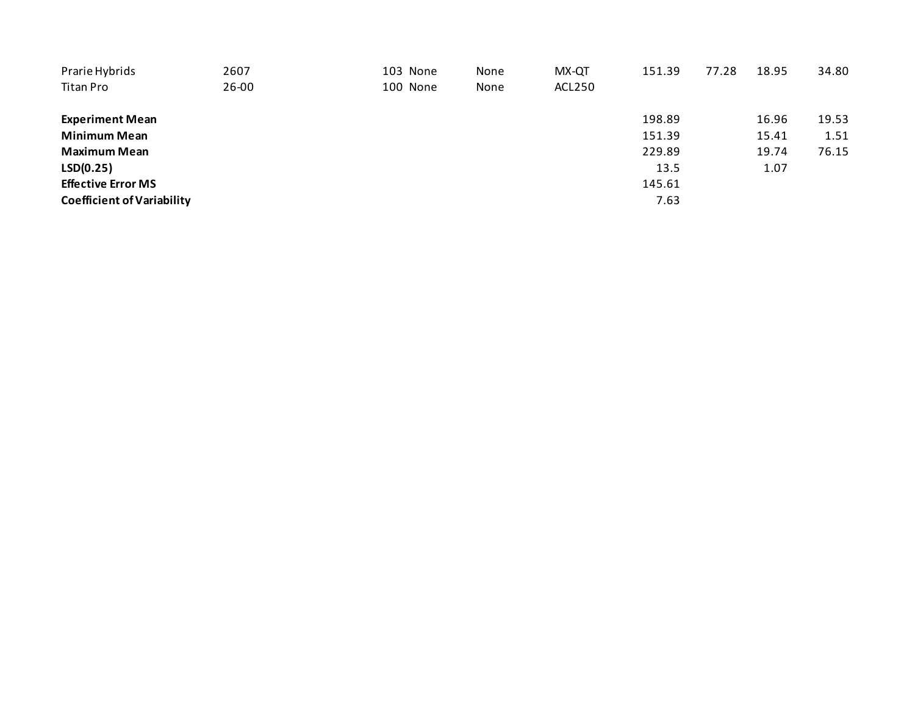| | | | | | | | | | |
|---|---|---|---|---|---|---|---|---|---|
| Prarie Hybrids | 2607 | 103 | None | None | MX-QT | 151.39 | 77.28 | 18.95 | 34.80 |
| Titan Pro | 26-00 | 100 | None | None | ACL250 | | | | |
| | | | | | | | | | |
| **Experiment Mean** | | | | | | 198.89 | | 16.96 | 19.53 |
| **Minimum Mean** | | | | | | 151.39 | | 15.41 | 1.51 |
| **Maximum Mean** | | | | | | 229.89 | | 19.74 | 76.15 |
| **LSD(0.25)** | | | | | | 13.5 | | 1.07 | |
| **Effective Error MS** | | | | | | 145.61 | | | |
| **Coefficient of Variability** | | | | | | 7.63 | | | |